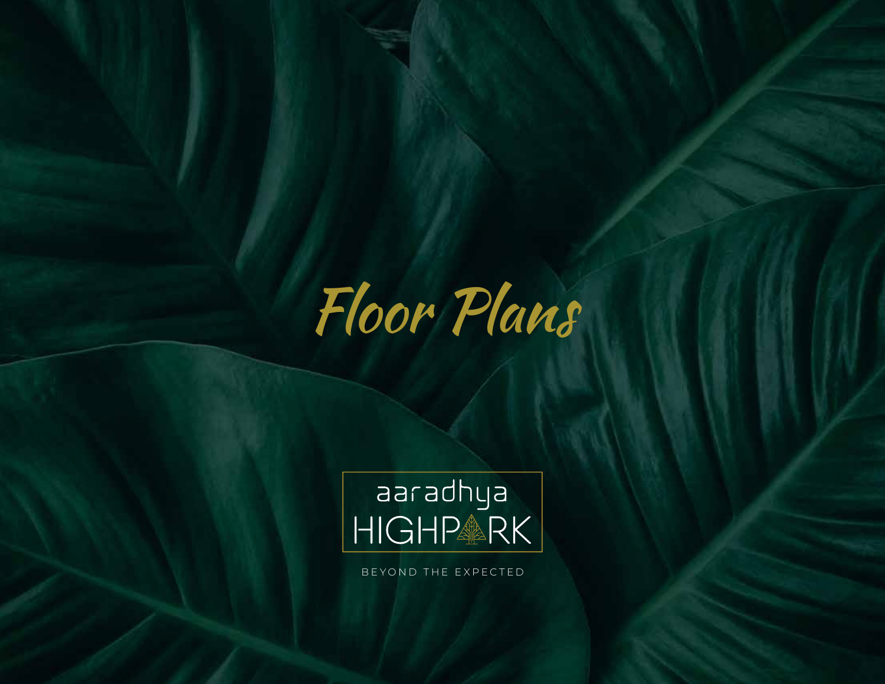# Floor Plans

aaradhya

HIGHPARK

BEYOND THE EXPECTED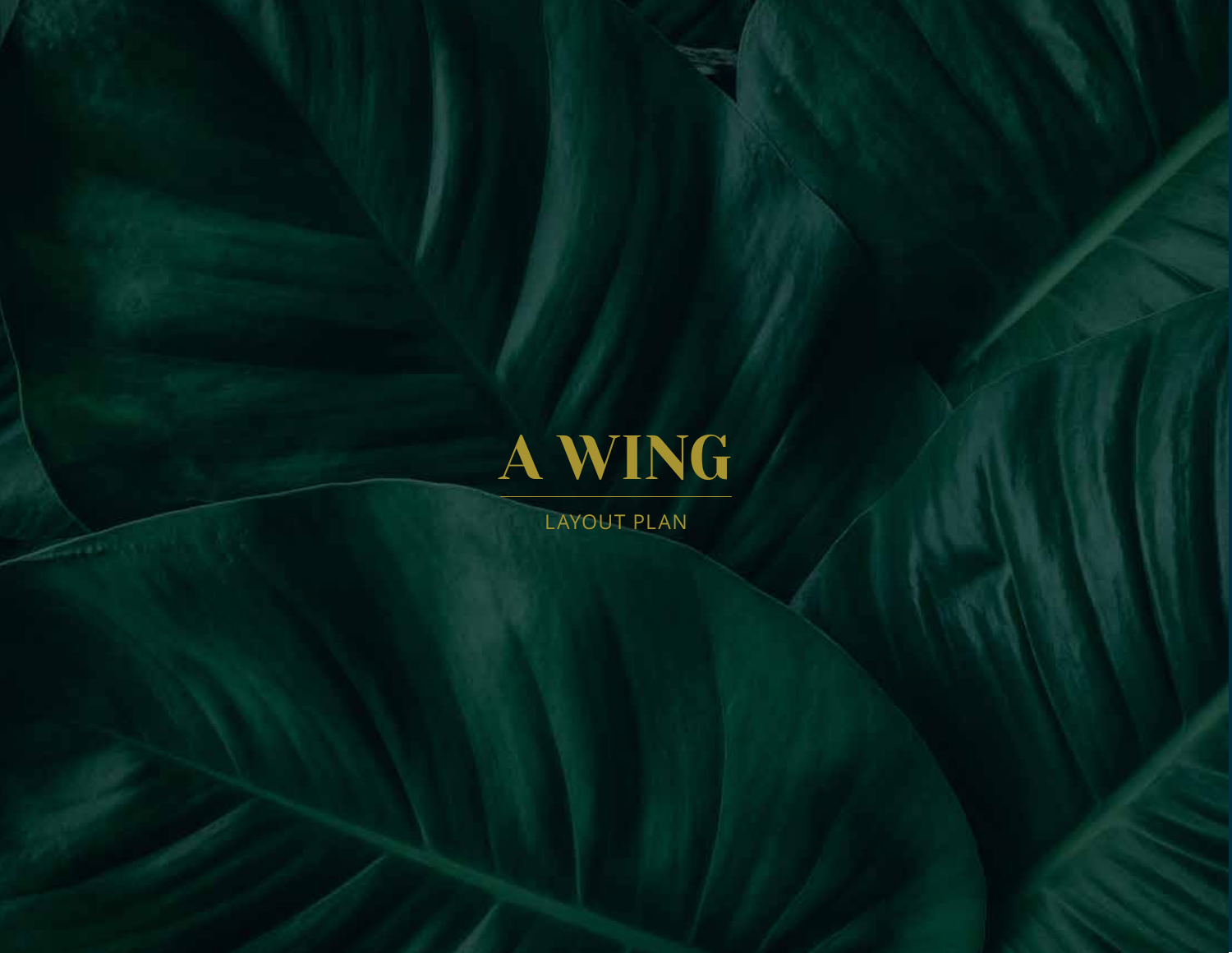# A WING

LAYOUT PLAN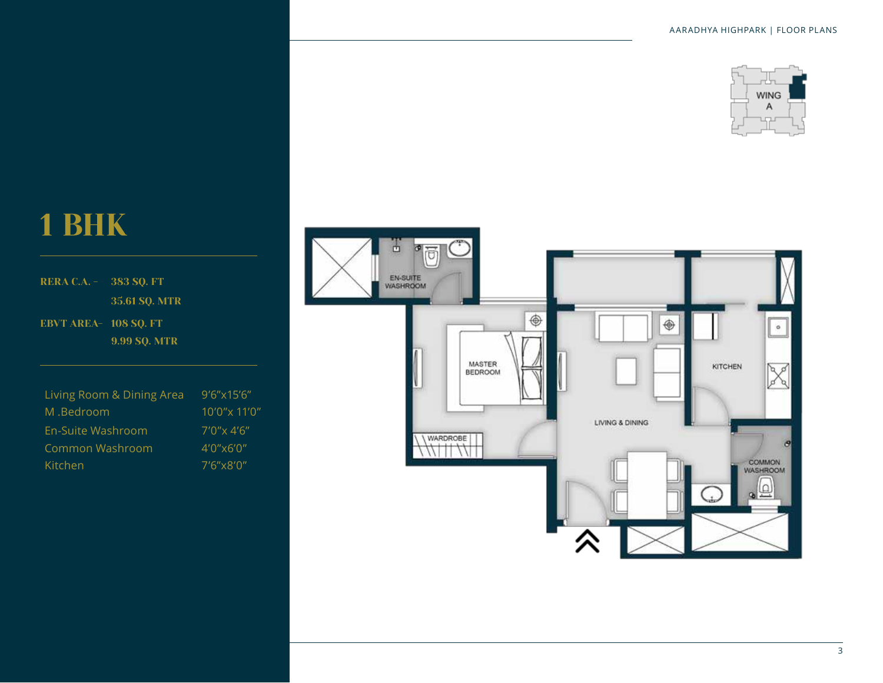# 1 BHK

| RERA C.A. - | 383 SQ. FT |
| --- | --- |
| | 35.61 SQ. MTR |
| EBVT AREA- | 108 SQ. FT |
| | 9.99 SQ. MTR |

| Living Room & Dining Area | 9'6"x15'6" |
| --- | --- |
| M .Bedroom | 10'0"x 11'0" |
| En-Suite Washroom | 7'0"x 4'6" |
| Common Washroom | 4'0"x6'0" |
| Kitchen | 7'6"x8'0" |

WING A

EN-SUITE WASHROOM

MASTER BEDROOM

WARDROBE

LIVING & DINING

KITCHEN

COMMON WASHROOM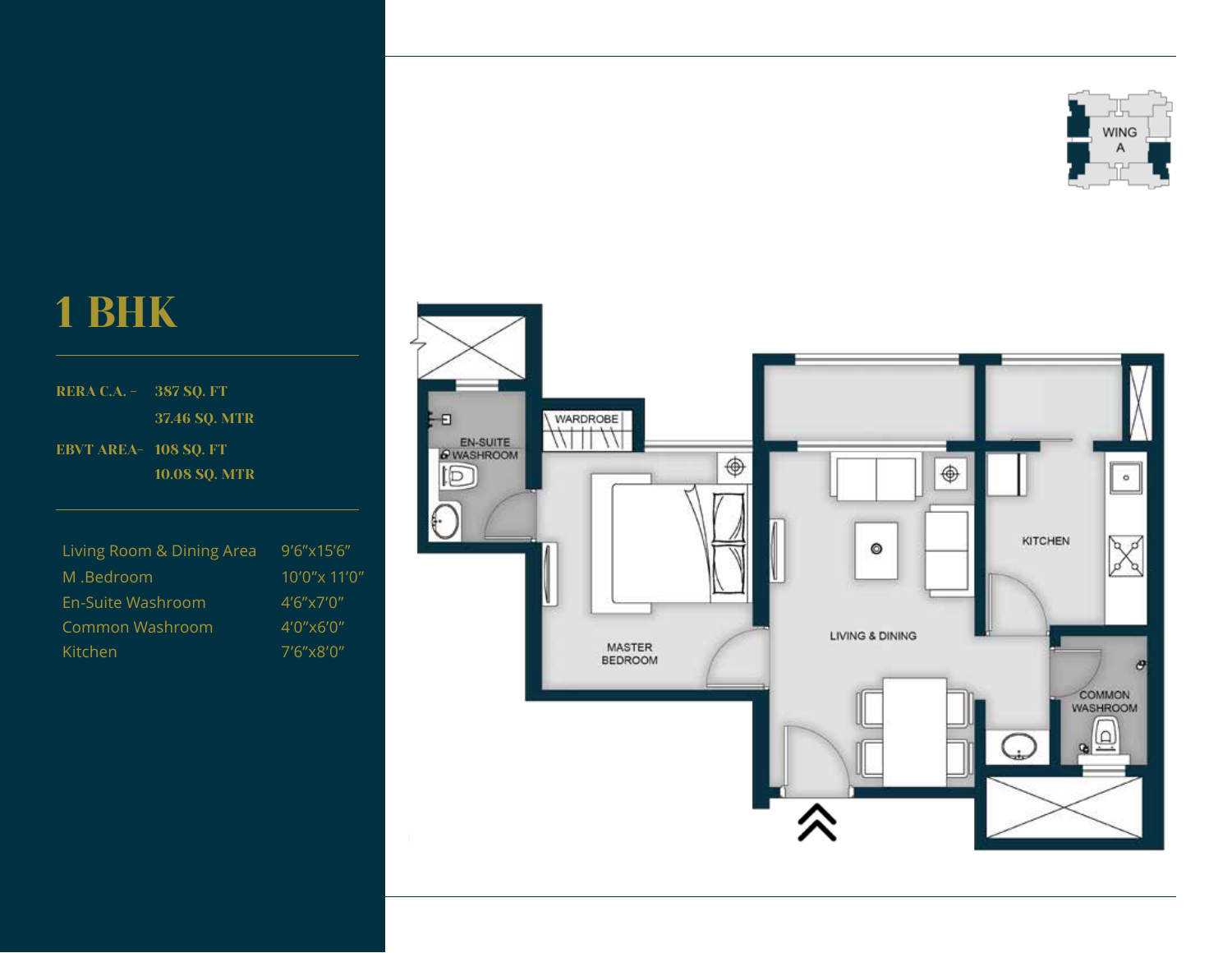# 1 BHK

| | |
|---|---|
| RERA C.A. – | 387 SQ. FT |
| | 37.46 SQ. MTR |
| EBVT AREA– | 108 SQ. FT |
| | 10.08 SQ. MTR |

| | |
|---|---|
| Living Room & Dining Area | 9'6"x15'6" |
| M .Bedroom | 10'0"x 11'0" |
| En-Suite Washroom | 4'6"x7'0" |
| Common Washroom | 4'0"x6'0" |
| Kitchen | 7'6"x8'0" |

WING A

EN-SUITE WASHROOM

WARDROBE

MASTER BEDROOM

LIVING & DINING

KITCHEN

COMMON WASHROOM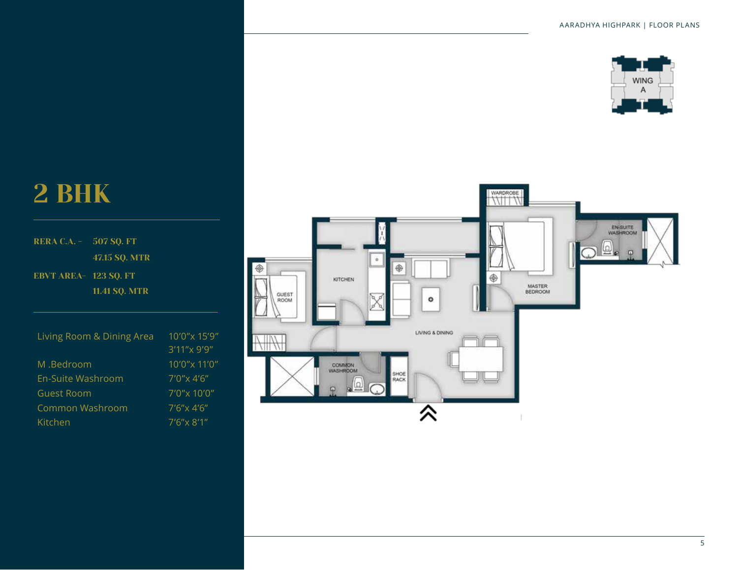# 2 BHK

| | |
|---|---|
| **RERA C.A. -** | **507 SQ. FT** |
| | **47.15 SQ. MTR** |
| **EBVT AREA-** | **123 SQ. FT** |
| | **11.41 SQ. MTR** |

| | |
|---|---|
| Living Room & Dining Area | 10'0"x 15'9" |
| | 3'11"x 9'9" |
| M .Bedroom | 10'0"x 11'0" |
| En-Suite Washroom | 7'0"x 4'6" |
| Guest Room | 7'0"x 10'0" |
| Common Washroom | 7'6"x 4'6" |
| Kitchen | 7'6"x 8'1" |

WING A

WARDROBE

EN-SUITE WASHROOM

KITCHEN

GUEST ROOM

MASTER BEDROOM

LIVING & DINING

COMMON WASHROOM

SHOE RACK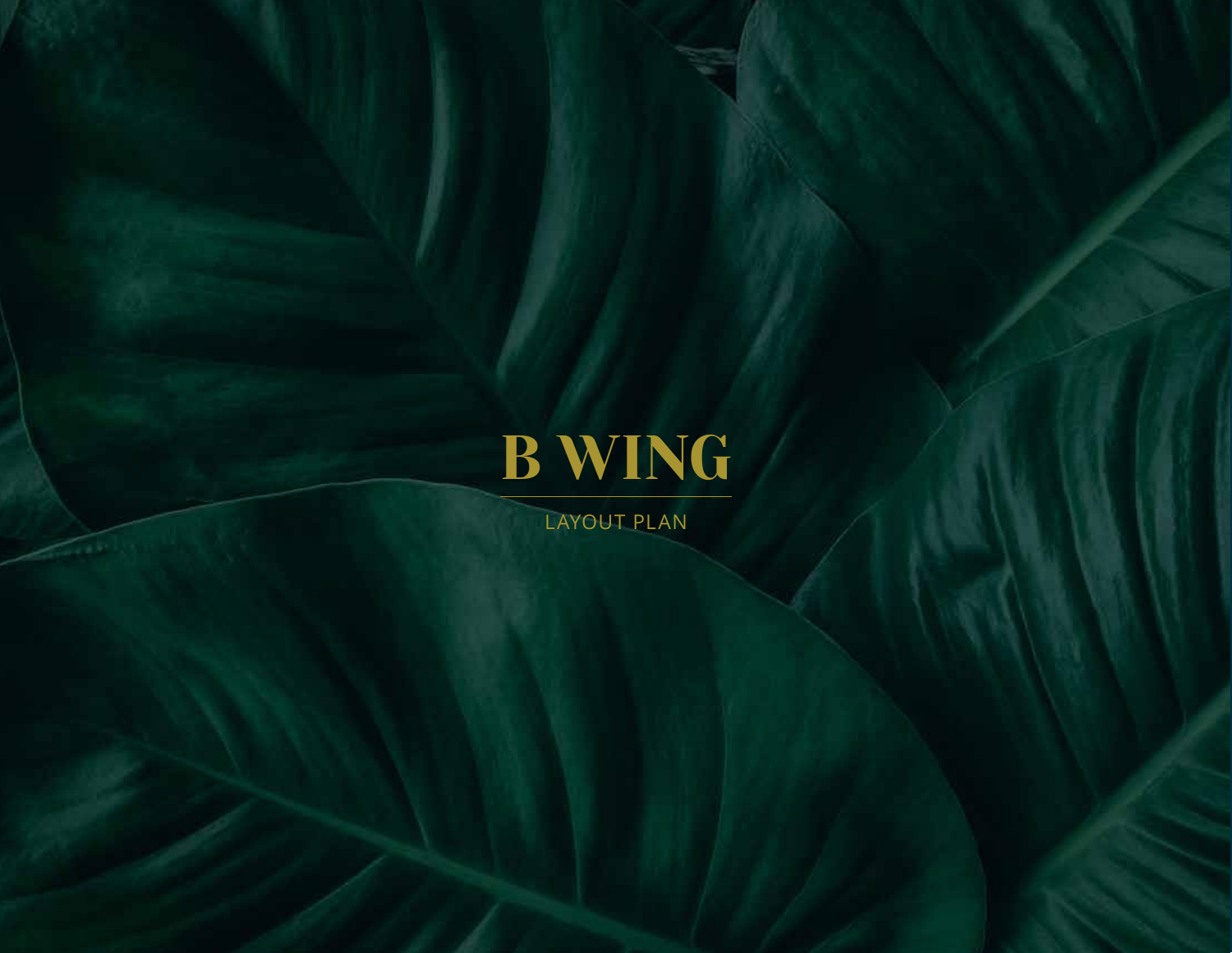# B WING

LAYOUT PLAN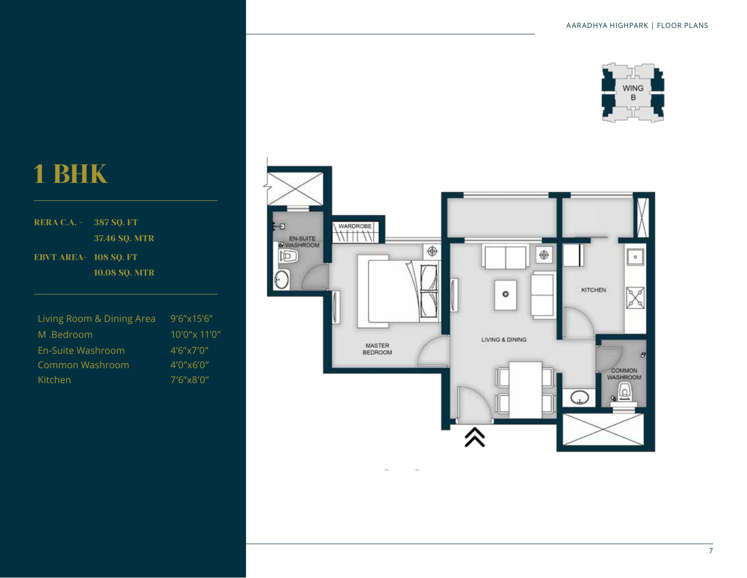# 1 BHK

**RERA C.A. - 387 SQ. FT**
**37.46 SQ. MTR**

**EBVT AREA- 108 SQ. FT**
**10.08 SQ. MTR**

| Room | Dimensions |
| --- | --- |
| Living Room & Dining Area | 9’6”x15’6” |
| M .Bedroom | 10’0”x 11’0” |
| En-Suite Washroom | 4’6”x7’0” |
| Common Washroom | 4’0”x6’0” |
| Kitchen | 7’6”x8’0” |

WING B

WARDROBE

EN-SUITE WASHROOM

MASTER BEDROOM

LIVING & DINING

KITCHEN

COMMON WASHROOM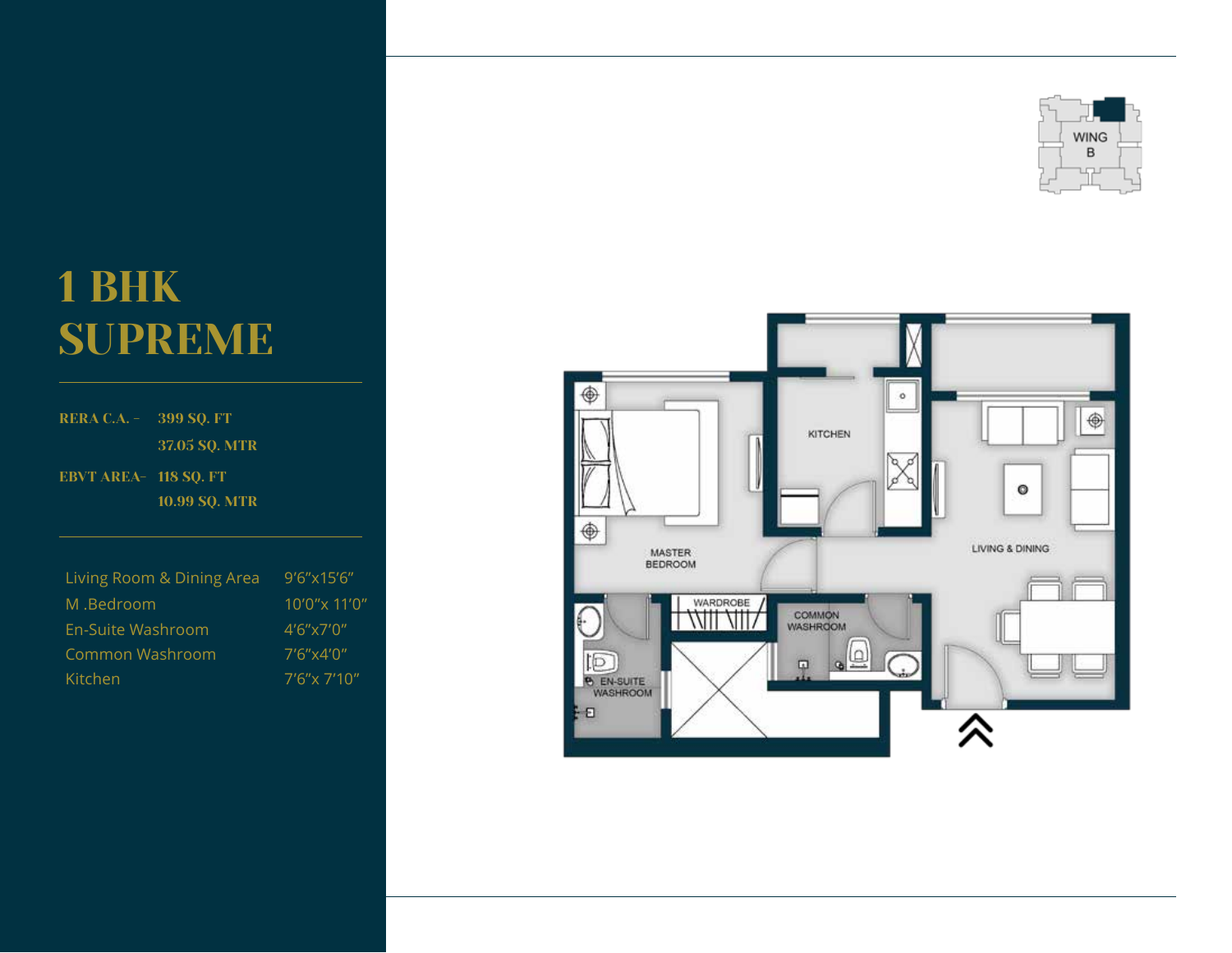# 1 BHK SUPREME

| | |
|---|---|
| RERA C.A. - | 399 SQ. FT |
| | 37.05 SQ. MTR |
| EBVT AREA- | 118 SQ. FT |
| | 10.99 SQ. MTR |

| | |
|---|---|
| Living Room & Dining Area | 9'6"x15'6" |
| M .Bedroom | 10'0"x 11'0" |
| En-Suite Washroom | 4'6"x7'0" |
| Common Washroom | 7'6"x4'0" |
| Kitchen | 7'6"x 7'10" |

WING B

KITCHEN

MASTER BEDROOM

LIVING & DINING

WARDROBE

COMMON WASHROOM

EN-SUITE WASHROOM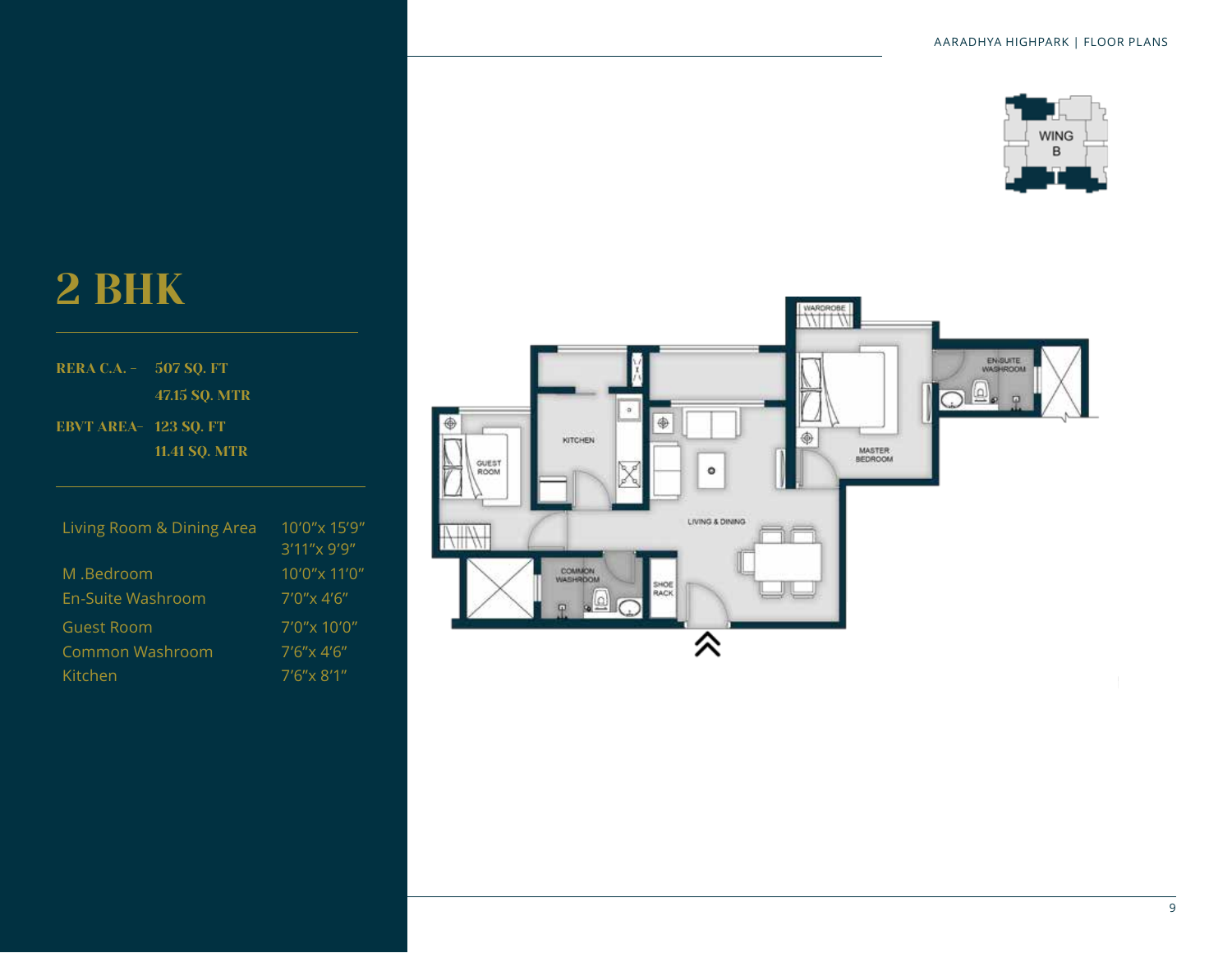# 2 BHK

**RERA C.A. -** **507 SQ. FT**
**47.15 SQ. MTR**

**EBVT AREA-** **123 SQ. FT**
**11.41 SQ. MTR**

| Room | Dimensions |
| --- | --- |
| Living Room & Dining Area | 10'0"x 15'9"<br>3'11"x 9'9" |
| M .Bedroom | 10'0"x 11'0" |
| En-Suite Washroom | 7'0"x 4'6" |
| Guest Room | 7'0"x 10'0" |
| Common Washroom | 7'6"x 4'6" |
| Kitchen | 7'6"x 8'1" |

WING B

WARDROBE

EN-SUITE WASHROOM

KITCHEN

GUEST ROOM

MASTER BEDROOM

LIVING & DINING

COMMON WASHROOM

SHOE RACK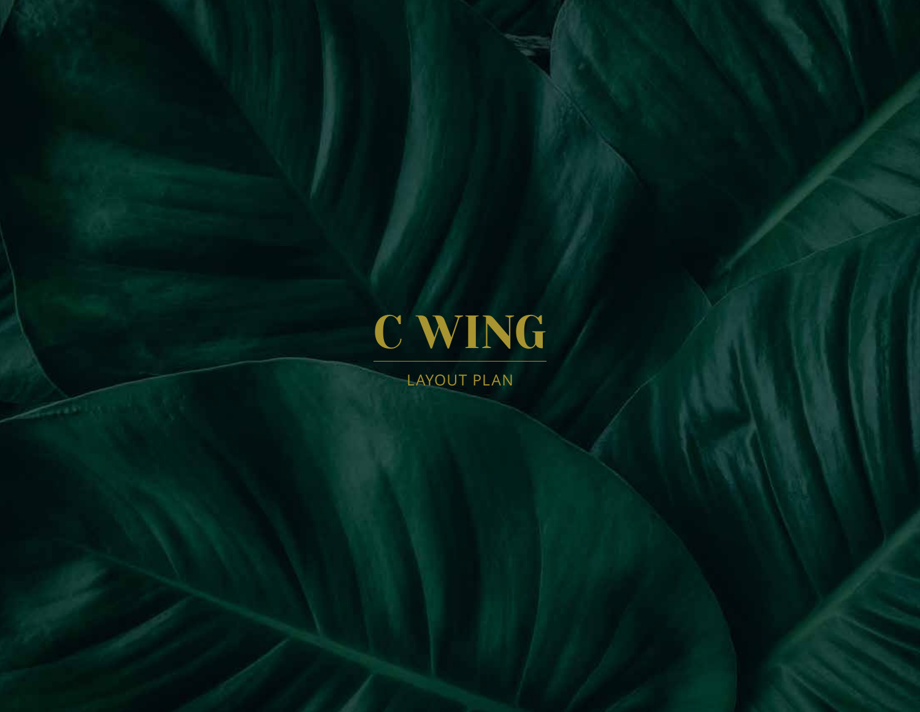# C WING

LAYOUT PLAN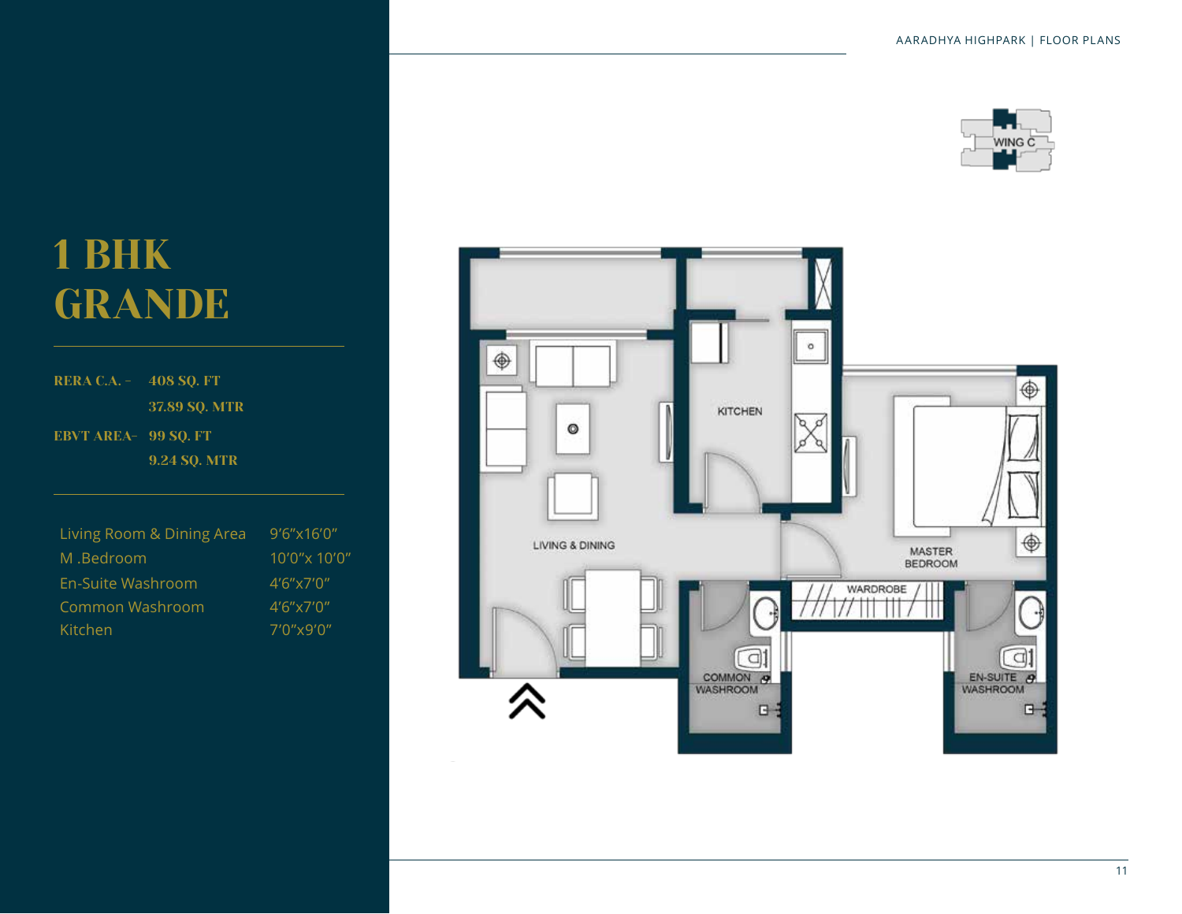# 1 BHK GRANDE

**RERA C.A. -** 408 SQ. FT
37.89 SQ. MTR

**EBVT AREA-** 99 SQ. FT
9.24 SQ. MTR

| | |
|---|---|
| Living Room & Dining Area | 9'6"x16'0" |
| M .Bedroom | 10'0"x 10'0" |
| En-Suite Washroom | 4'6"x7'0" |
| Common Washroom | 4'6"x7'0" |
| Kitchen | 7'0"x9'0" |

WING C

KITCHEN

LIVING & DINING

MASTER BEDROOM

WARDROBE

COMMON WASHROOM

EN-SUITE WASHROOM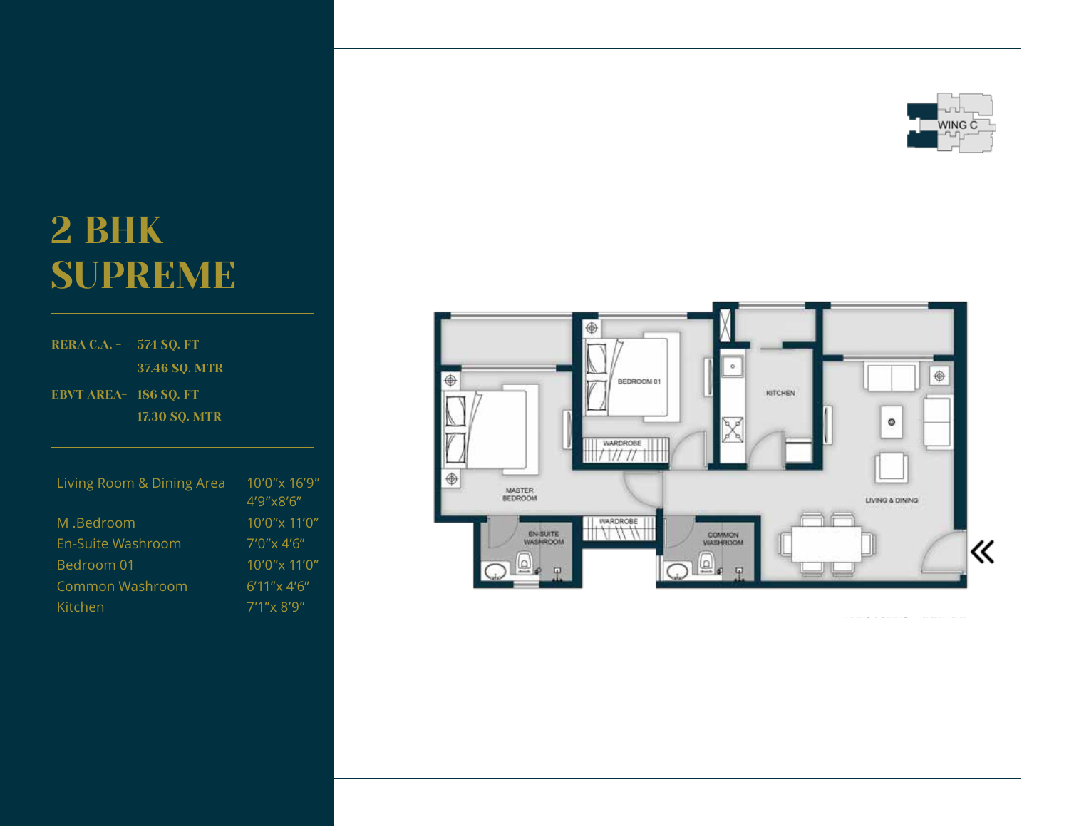# 2 BHK SUPREME

RERA C.A. - 574 SQ. FT
37.46 SQ. MTR

EBVT AREA- 186 SQ. FT
17.30 SQ. MTR

| | |
|---|---|
| Living Room & Dining Area | 10'0"x 16'9" 4'9"x8'6" |
| M .Bedroom | 10'0"x 11'0" |
| En-Suite Washroom | 7'0"x 4'6" |
| Bedroom 01 | 10'0"x 11'0" |
| Common Washroom | 6'11"x 4'6" |
| Kitchen | 7'1"x 8'9" |

WING C

BEDROOM 01

KITCHEN

WARDROBE

MASTER BEDROOM

LIVING & DINING

WARDROBE

EN-SUITE WASHROOM

COMMON WASHROOM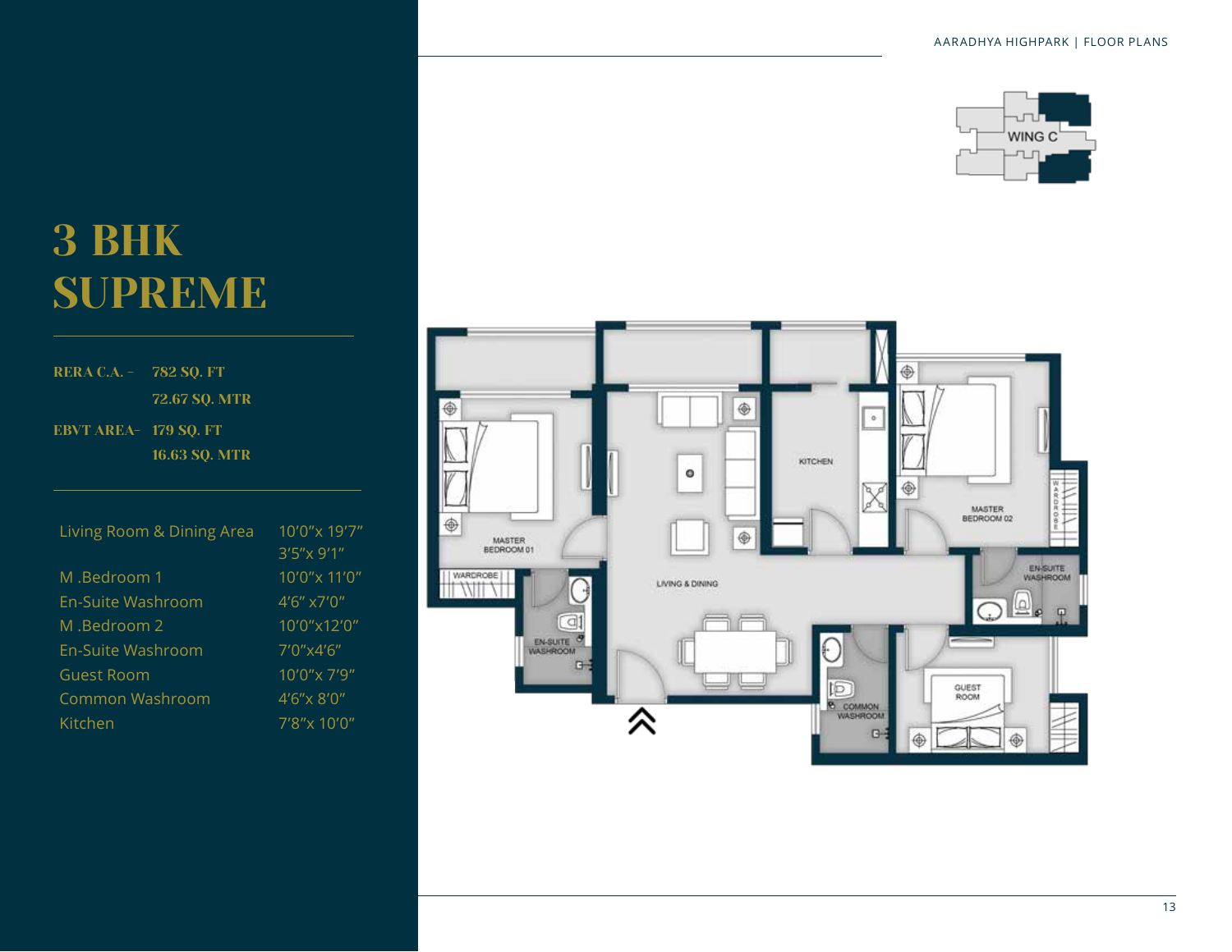# 3 BHK SUPREME

**RERA C.A. - 782 SQ. FT**
**72.67 SQ. MTR**

**EBVT AREA- 179 SQ. FT**
**16.63 SQ. MTR**

| Room | Dimensions |
| --- | --- |
| Living Room & Dining Area | 10'0"x 19'7"<br>3'5"x 9'1" |
| M .Bedroom 1 | 10'0"x 11'0" |
| En-Suite Washroom | 4'6" x7'0" |
| M .Bedroom 2 | 10'0"x12'0" |
| En-Suite Washroom | 7'0"x4'6" |
| Guest Room | 10'0"x 7'9" |
| Common Washroom | 4'6"x 8'0" |
| Kitchen | 7'8"x 10'0" |

WING C

MASTER BEDROOM 01
WARDROBE
EN-SUITE WASHROOM
LIVING & DINING
KITCHEN
MASTER BEDROOM 02
WARDROBE
EN-SUITE WASHROOM
COMMON WASHROOM
GUEST ROOM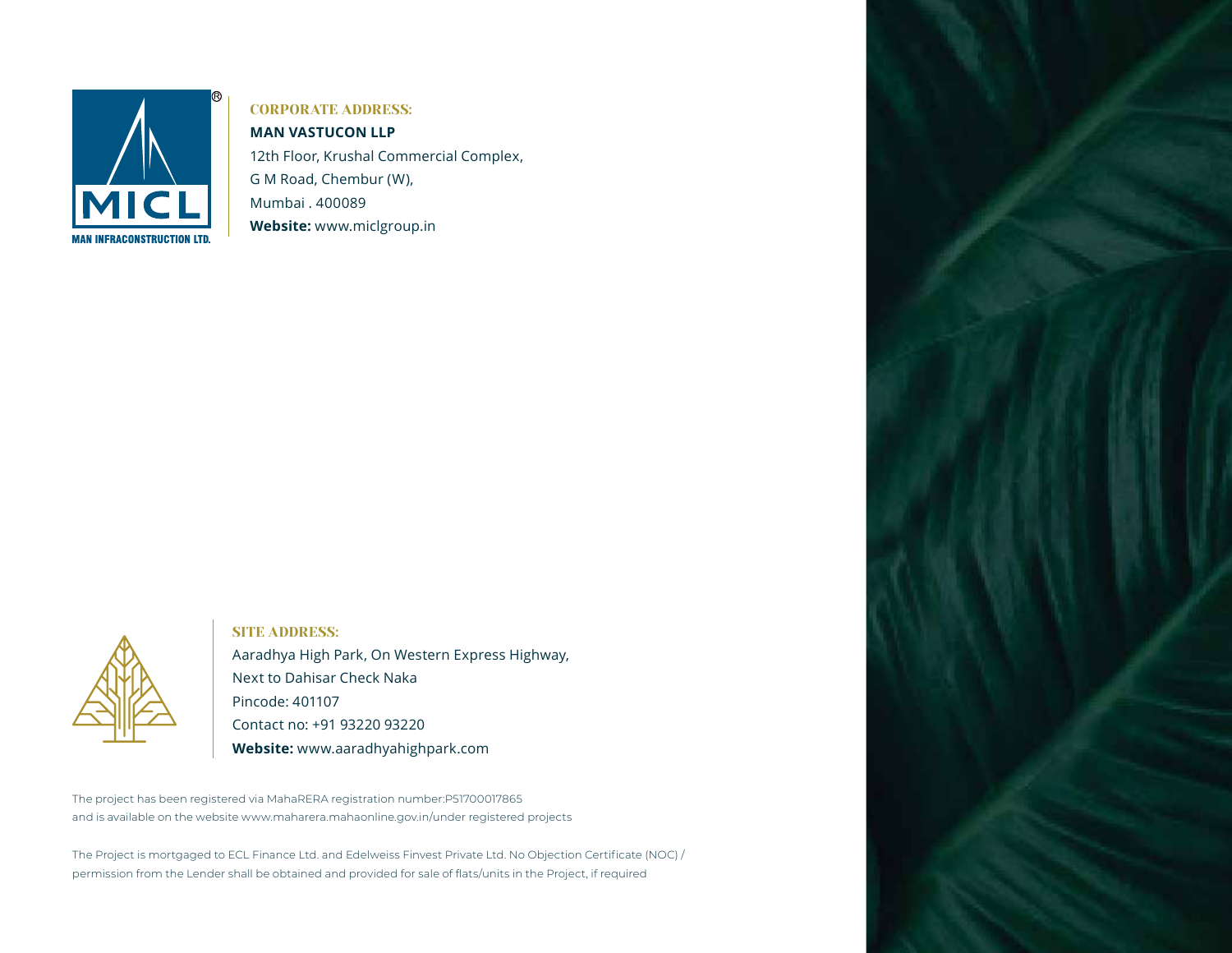MICL
MAN INFRACONSTRUCTION LTD.

**CORPORATE ADDRESS:**

**MAN VASTUCON LLP**

12th Floor, Krushal Commercial Complex,
G M Road, Chembur (W),
Mumbai . 400089
**Website:** www.miclgroup.in

**SITE ADDRESS:**

Aaradhya High Park, On Western Express Highway,
Next to Dahisar Check Naka
Pincode: 401107
Contact no: +91 93220 93220
**Website:** www.aaradhyahighpark.com

The project has been registered via MahaRERA registration number:P51700017865
and is available on the website www.maharera.mahaonline.gov.in/under registered projects

The Project is mortgaged to ECL Finance Ltd. and Edelweiss Finvest Private Ltd. No Objection Certificate (NOC) / permission from the Lender shall be obtained and provided for sale of flats/units in the Project, if required